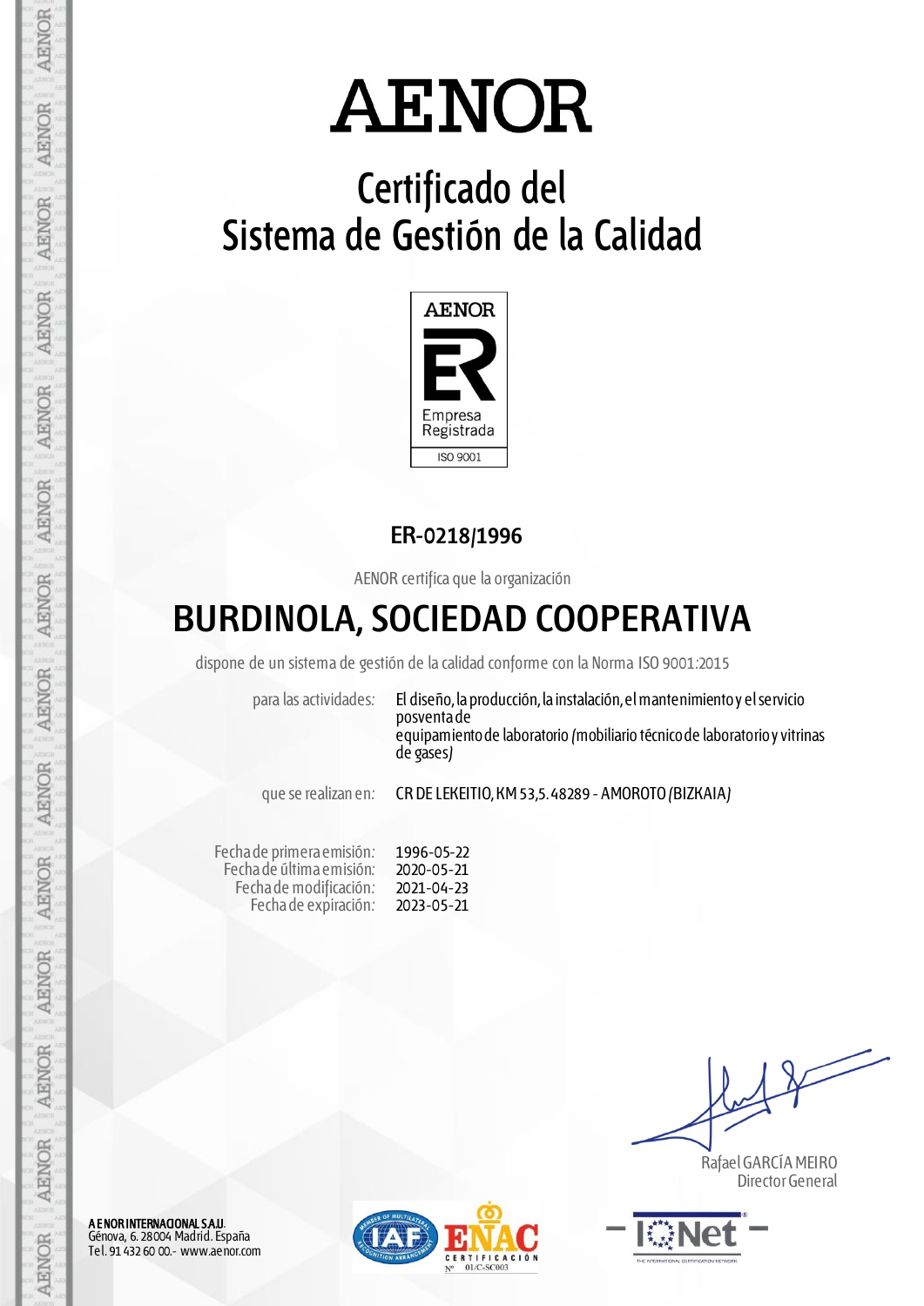# AENOR

## Certificado del Sistema de Gestión de la Calidad

AENOR

Empresa Registrada

ISO 9001

**ER-0218/1996**

AENOR certifica que la organización

# BURDINOLA, SOCIEDAD COOPERATIVA

dispone de un sistema de gestión de la calidad conforme con la Norma ISO 9001:2015

| | |
|---|---|
| para las actividades: | El diseño, la producción, la instalación, el mantenimiento y el servicio posventa de equipamiento de laboratorio (mobiliario técnico de laboratorio y vitrinas de gases) |
| que se realizan en: | CR DE LEKEITIO, KM 53,5. 48289 - AMOROTO (BIZKAIA) |

| | |
|---|---|
| Fecha de primera emisión: | 1996-05-22 |
| Fecha de última emisión: | 2020-05-21 |
| Fecha de modificación: | 2021-04-23 |
| Fecha de expiración: | 2023-05-21 |

Rafael GARCÍA MEIRO
Director General

**AENOR INTERNACIONAL S.A.U.**
Génova, 6. 28004 Madrid. España
Tel. 91 432 60 00.- www.aenor.com

ENAC CERTIFICACIÓN Nº 01/C-SC003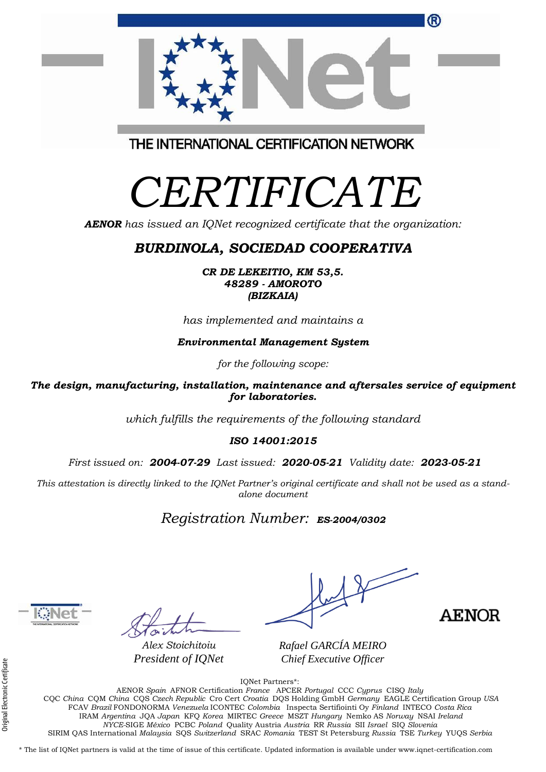THE INTERNATIONAL CERTIFICATION NETWORK

# CERTIFICATE

***AENOR*** *has issued an IQNet recognized certificate that the organization:*

## *BURDINOLA, SOCIEDAD COOPERATIVA*

***CR DE LEKEITIO, KM 53,5.***
***48289 - AMOROTO***
***(BIZKAIA)***

*has implemented and maintains a*

***Environmental Management System***

*for the following scope:*

***The design, manufacturing, installation, maintenance and aftersales service of equipment for laboratories.***

*which fulfills the requirements of the following standard*

***ISO 14001:2015***

*First issued on:* ***2004-07-29*** *Last issued:* ***2020-05-21*** *Validity date:* ***2023-05-21***

*This attestation is directly linked to the IQNet Partner's original certificate and shall not be used as a stand-alone document*

*Registration Number:* ***ES-2004/0302***

*Alex Stoichitoiu*
*President of IQNet*

*Rafael GARCÍA MEIRO*
*Chief Executive Officer*

AENOR

Original Electronic Certificate

IQNet Partners*:

AENOR *Spain* AFNOR Certification *France* APCER *Portugal* CCC *Cyprus* CISQ *Italy*
CQC *China* CQM *China* CQS *Czech Republic* Cro Cert *Croatia* DQS Holding GmbH *Germany* EAGLE Certification Group *USA*
FCAV *Brazil* FONDONORMA *Venezuela* ICONTEC *Colombia* Inspecta Sertifiointi Oy *Finland* INTECO *Costa Rica*
IRAM *Argentina* JQA *Japan* KFQ *Korea* MIRTEC *Greece* MSZT *Hungary* Nemko AS *Norway* NSAI *Ireland*
*NYCE*-SIGE *México* PCBC *Poland* Quality Austria *Austria* RR *Russia* SII *Israel* SIQ *Slovenia*
SIRIM QAS International *Malaysia* SQS *Switzerland* SRAC *Romania* TEST St Petersburg *Russia* TSE *Turkey* YUQS *Serbia*

* The list of IQNet partners is valid at the time of issue of this certificate. Updated information is available under www.iqnet-certification.com